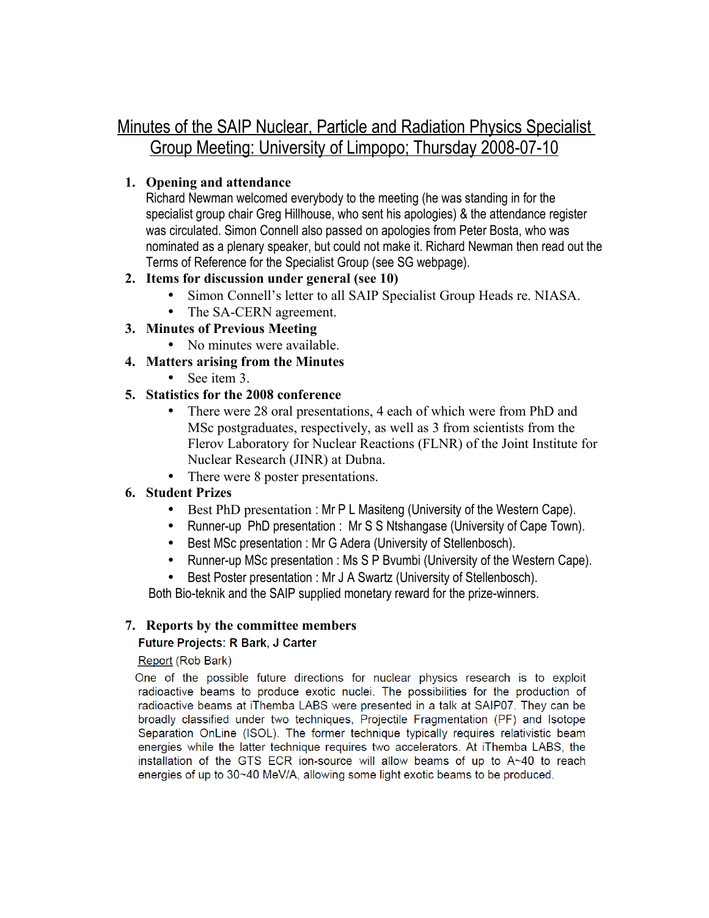# Minutes of the SAIP Nuclear, Particle and Radiation Physics Specialist Group Meeting: University of Limpopo; Thursday 2008-07-10

1. **Opening and attendance**
   Richard Newman welcomed everybody to the meeting (he was standing in for the specialist group chair Greg Hillhouse, who sent his apologies) & the attendance register was circulated. Simon Connell also passed on apologies from Peter Bosta, who was nominated as a plenary speaker, but could not make it. Richard Newman then read out the Terms of Reference for the Specialist Group (see SG webpage).
2. **Items for discussion under general (see 10)**
   - Simon Connell's letter to all SAIP Specialist Group Heads re. NIASA.
   - The SA-CERN agreement.
3. **Minutes of Previous Meeting**
   - No minutes were available.
4. **Matters arising from the Minutes**
   - See item 3.
5. **Statistics for the 2008 conference**
   - There were 28 oral presentations, 4 each of which were from PhD and MSc postgraduates, respectively, as well as 3 from scientists from the Flerov Laboratory for Nuclear Reactions (FLNR) of the Joint Institute for Nuclear Research (JINR) at Dubna.
   - There were 8 poster presentations.
6. **Student Prizes**
   - Best PhD presentation : Mr P L Masiteng (University of the Western Cape).
   - Runner-up PhD presentation : Mr S S Ntshangase (University of Cape Town).
   - Best MSc presentation : Mr G Adera (University of Stellenbosch).
   - Runner-up MSc presentation : Ms S P Bvumbi (University of the Western Cape).
   - Best Poster presentation : Mr J A Swartz (University of Stellenbosch).

   Both Bio-teknik and the SAIP supplied monetary reward for the prize-winners.

7. **Reports by the committee members**

   **Future Projects: R Bark, J Carter**

   Report (Rob Bark)

   One of the possible future directions for nuclear physics research is to exploit radioactive beams to produce exotic nuclei. The possibilities for the production of radioactive beams at iThemba LABS were presented in a talk at SAIP07. They can be broadly classified under two techniques, Projectile Fragmentation (PF) and Isotope Separation OnLine (ISOL). The former technique typically requires relativistic beam energies while the latter technique requires two accelerators. At iThemba LABS, the installation of the GTS ECR ion-source will allow beams of up to A~40 to reach energies of up to 30~40 MeV/A, allowing some light exotic beams to be produced.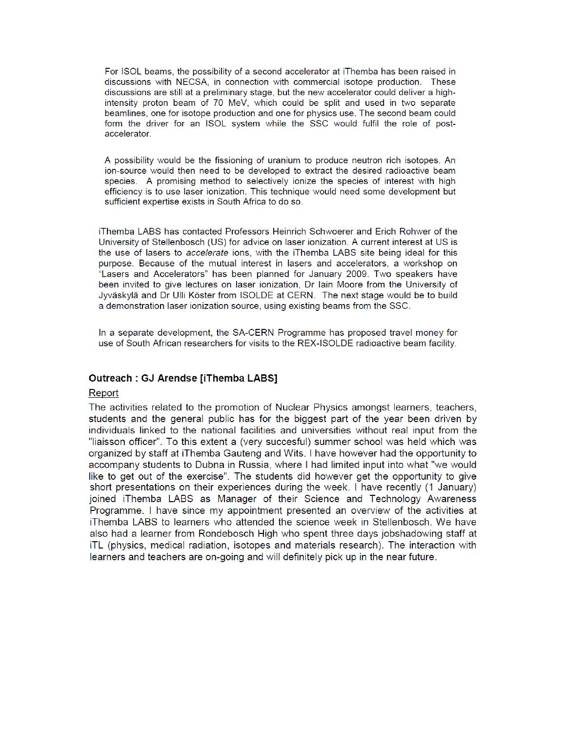For ISOL beams, the possibility of a second accelerator at iThemba has been raised in discussions with NECSA, in connection with commercial isotope production. These discussions are still at a preliminary stage, but the new accelerator could deliver a high-intensity proton beam of 70 MeV, which could be split and used in two separate beamlines, one for isotope production and one for physics use. The second beam could form the driver for an ISOL system while the SSC would fulfil the role of post-accelerator.

A possibility would be the fissioning of uranium to produce neutron rich isotopes. An ion-source would then need to be developed to extract the desired radioactive beam species. A promising method to selectively ionize the species of interest with high efficiency is to use laser ionization. This technique would need some development but sufficient expertise exists in South Africa to do so.

iThemba LABS has contacted Professors Heinrich Schwoerer and Erich Rohwer of the University of Stellenbosch (US) for advice on laser ionization. A current interest at US is the use of lasers to *accelerate* ions, with the iThemba LABS site being ideal for this purpose. Because of the mutual interest in lasers and accelerators, a workshop on "Lasers and Accelerators" has been planned for January 2009. Two speakers have been invited to give lectures on laser ionization, Dr Iain Moore from the University of Jyväskylä and Dr Ulli Köster from ISOLDE at CERN. The next stage would be to build a demonstration laser ionization source, using existing beams from the SSC.

In a separate development, the SA-CERN Programme has proposed travel money for use of South African researchers for visits to the REX-ISOLDE radioactive beam facility.

### Outreach : GJ Arendse [iThemba LABS]

Report

The activities related to the promotion of Nuclear Physics amongst learners, teachers, students and the general public has for the biggest part of the year been driven by individuals linked to the national facilities and universities without real input from the "liaisson officer". To this extent a (very succesful) summer school was held which was organized by staff at iThemba Gauteng and Wits. I have however had the opportunity to accompany students to Dubna in Russia, where I had limited input into what "we would like to get out of the exercise". The students did however get the opportunity to give short presentations on their experiences during the week. I have recently (1 January) joined iThemba LABS as Manager of their Science and Technology Awareness Programme. I have since my appointment presented an overview of the activities at iThemba LABS to learners who attended the science week in Stellenbosch. We have also had a learner from Rondebosch High who spent three days jobshadowing staff at iTL (physics, medical radiation, isotopes and materials research). The interaction with learners and teachers are on-going and will definitely pick up in the near future.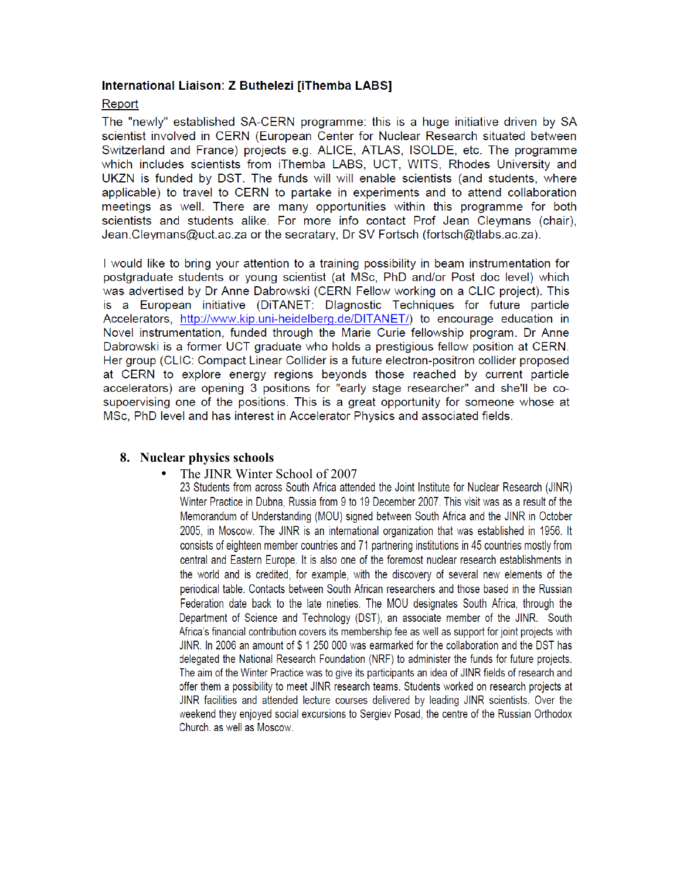**International Liaison: Z Buthelezi [iThemba LABS]**

Report

The "newly" established SA-CERN programme: this is a huge initiative driven by SA scientist involved in CERN (European Center for Nuclear Research situated between Switzerland and France) projects e.g. ALICE, ATLAS, ISOLDE, etc. The programme which includes scientists from iThemba LABS, UCT, WITS, Rhodes University and UKZN is funded by DST. The funds will will enable scientists (and students, where applicable) to travel to CERN to partake in experiments and to attend collaboration meetings as well. There are many opportunities within this programme for both scientists and students alike. For more info contact Prof Jean Cleymans (chair), Jean.Cleymans@uct.ac.za or the secratary, Dr SV Fortsch (fortsch@tlabs.ac.za).

I would like to bring your attention to a training possibility in beam instrumentation for postgraduate students or young scientist (at MSc, PhD and/or Post doc level) which was advertised by Dr Anne Dabrowski (CERN Fellow working on a CLIC project). This is a European initiative (DITANET: DIagnostic Techniques for future particle Accelerators, http://www.kip.uni-heidelberg.de/DITANET/) to encourage education in Novel instrumentation, funded through the Marie Curie fellowship program. Dr Anne Dabrowski is a former UCT graduate who holds a prestigious fellow position at CERN. Her group (CLIC: Compact Linear Collider is a future electron-positron collider proposed at CERN to explore energy regions beyonds those reached by current particle accelerators) are opening 3 positions for "early stage researcher" and she'll be co-supoervising one of the positions. This is a great opportunity for someone whose at MSc, PhD level and has interest in Accelerator Physics and associated fields.

## 8. Nuclear physics schools

- The JINR Winter School of 2007

  23 Students from across South Africa attended the Joint Institute for Nuclear Research (JINR) Winter Practice in Dubna, Russia from 9 to 19 December 2007. This visit was as a result of the Memorandum of Understanding (MOU) signed between South Africa and the JINR in October 2005, in Moscow. The JINR is an international organization that was established in 1956. It consists of eighteen member countries and 71 partnering institutions in 45 countries mostly from central and Eastern Europe. It is also one of the foremost nuclear research establishments in the world and is credited, for example, with the discovery of several new elements of the periodical table. Contacts between South African researchers and those based in the Russian Federation date back to the late nineties. The MOU designates South Africa, through the Department of Science and Technology (DST), an associate member of the JINR. South Africa's financial contribution covers its membership fee as well as support for joint projects with JINR. In 2006 an amount of $ 1 250 000 was earmarked for the collaboration and the DST has delegated the National Research Foundation (NRF) to administer the funds for future projects. The aim of the Winter Practice was to give its participants an idea of JINR fields of research and offer them a possibility to meet JINR research teams. Students worked on research projects at JINR facilities and attended lecture courses delivered by leading JINR scientists. Over the weekend they enjoyed social excursions to Sergiev Posad, the centre of the Russian Orthodox Church. as well as Moscow.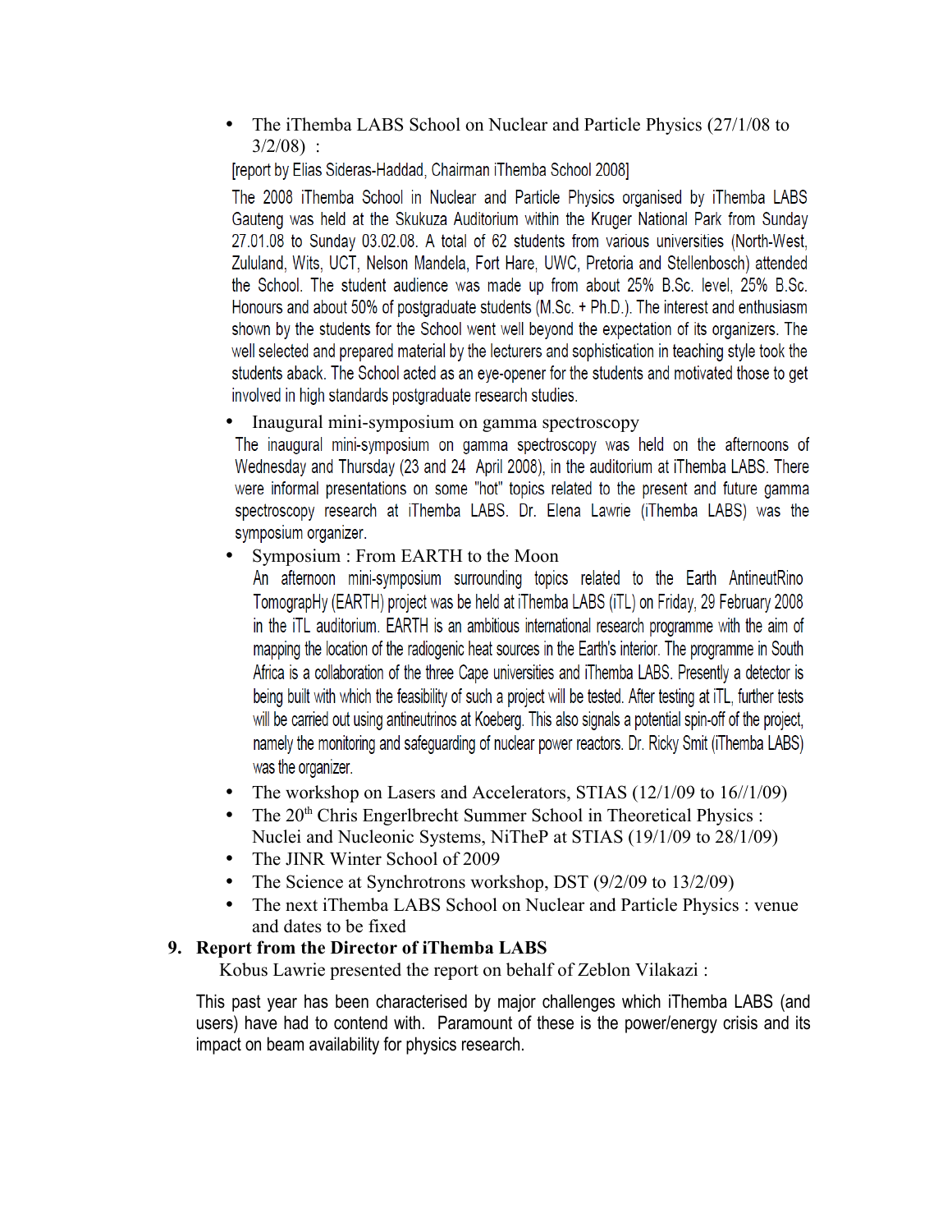- The iThemba LABS School on Nuclear and Particle Physics (27/1/08 to 3/2/08) :

  [report by Elias Sideras-Haddad, Chairman iThemba School 2008]

  The 2008 iThemba School in Nuclear and Particle Physics organised by iThemba LABS Gauteng was held at the Skukuza Auditorium within the Kruger National Park from Sunday 27.01.08 to Sunday 03.02.08. A total of 62 students from various universities (North-West, Zululand, Wits, UCT, Nelson Mandela, Fort Hare, UWC, Pretoria and Stellenbosch) attended the School. The student audience was made up from about 25% B.Sc. level, 25% B.Sc. Honours and about 50% of postgraduate students (M.Sc. + Ph.D.). The interest and enthusiasm shown by the students for the School went well beyond the expectation of its organizers. The well selected and prepared material by the lecturers and sophistication in teaching style took the students aback. The School acted as an eye-opener for the students and motivated those to get involved in high standards postgraduate research studies.

- Inaugural mini-symposium on gamma spectroscopy

  The inaugural mini-symposium on gamma spectroscopy was held on the afternoons of Wednesday and Thursday (23 and 24 April 2008), in the auditorium at iThemba LABS. There were informal presentations on some "hot" topics related to the present and future gamma spectroscopy research at iThemba LABS. Dr. Elena Lawrie (iThemba LABS) was the symposium organizer.

- Symposium : From EARTH to the Moon

  An afternoon mini-symposium surrounding topics related to the Earth AntineutRino TomograpHy (EARTH) project was be held at iThemba LABS (iTL) on Friday, 29 February 2008 in the iTL auditorium. EARTH is an ambitious international research programme with the aim of mapping the location of the radiogenic heat sources in the Earth's interior. The programme in South Africa is a collaboration of the three Cape universities and iThemba LABS. Presently a detector is being built with which the feasibility of such a project will be tested. After testing at iTL, further tests will be carried out using antineutrinos at Koeberg. This also signals a potential spin-off of the project, namely the monitoring and safeguarding of nuclear power reactors. Dr. Ricky Smit (iThemba LABS) was the organizer.

- The workshop on Lasers and Accelerators, STIAS (12/1/09 to 16//1/09)
- The 20th Chris Engerlbrecht Summer School in Theoretical Physics : Nuclei and Nucleonic Systems, NiTheP at STIAS (19/1/09 to 28/1/09)
- The JINR Winter School of 2009
- The Science at Synchrotrons workshop, DST (9/2/09 to 13/2/09)
- The next iThemba LABS School on Nuclear and Particle Physics : venue and dates to be fixed

**9. Report from the Director of iThemba LABS**

Kobus Lawrie presented the report on behalf of Zeblon Vilakazi :

This past year has been characterised by major challenges which iThemba LABS (and users) have had to contend with. Paramount of these is the power/energy crisis and its impact on beam availability for physics research.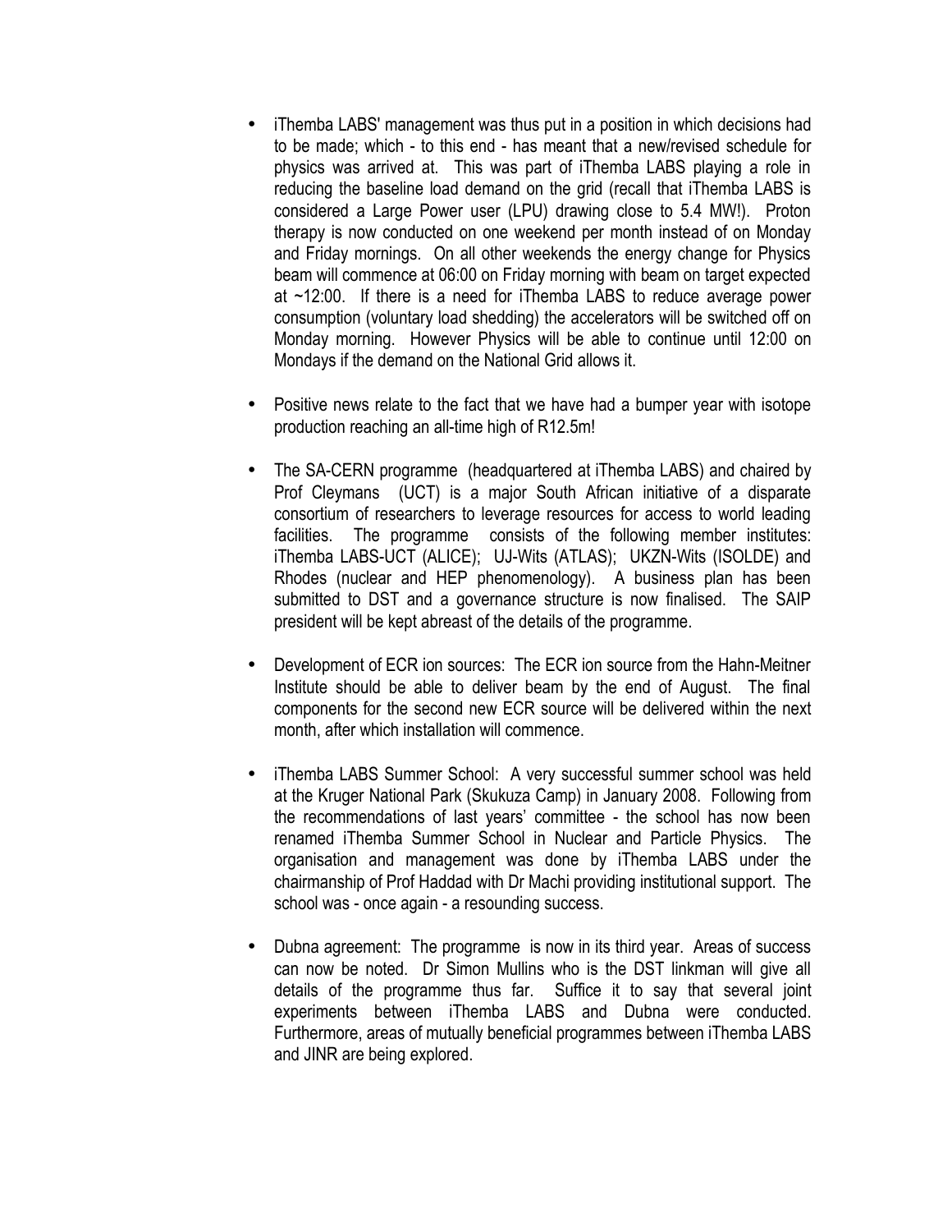- iThemba LABS' management was thus put in a position in which decisions had to be made; which - to this end - has meant that a new/revised schedule for physics was arrived at. This was part of iThemba LABS playing a role in reducing the baseline load demand on the grid (recall that iThemba LABS is considered a Large Power user (LPU) drawing close to 5.4 MW!). Proton therapy is now conducted on one weekend per month instead of on Monday and Friday mornings. On all other weekends the energy change for Physics beam will commence at 06:00 on Friday morning with beam on target expected at ~12:00. If there is a need for iThemba LABS to reduce average power consumption (voluntary load shedding) the accelerators will be switched off on Monday morning. However Physics will be able to continue until 12:00 on Mondays if the demand on the National Grid allows it.

- Positive news relate to the fact that we have had a bumper year with isotope production reaching an all-time high of R12.5m!

- The SA-CERN programme (headquartered at iThemba LABS) and chaired by Prof Cleymans (UCT) is a major South African initiative of a disparate consortium of researchers to leverage resources for access to world leading facilities. The programme consists of the following member institutes: iThemba LABS-UCT (ALICE); UJ-Wits (ATLAS); UKZN-Wits (ISOLDE) and Rhodes (nuclear and HEP phenomenology). A business plan has been submitted to DST and a governance structure is now finalised. The SAIP president will be kept abreast of the details of the programme.

- Development of ECR ion sources: The ECR ion source from the Hahn-Meitner Institute should be able to deliver beam by the end of August. The final components for the second new ECR source will be delivered within the next month, after which installation will commence.

- iThemba LABS Summer School: A very successful summer school was held at the Kruger National Park (Skukuza Camp) in January 2008. Following from the recommendations of last years' committee - the school has now been renamed iThemba Summer School in Nuclear and Particle Physics. The organisation and management was done by iThemba LABS under the chairmanship of Prof Haddad with Dr Machi providing institutional support. The school was - once again - a resounding success.

- Dubna agreement: The programme is now in its third year. Areas of success can now be noted. Dr Simon Mullins who is the DST linkman will give all details of the programme thus far. Suffice it to say that several joint experiments between iThemba LABS and Dubna were conducted. Furthermore, areas of mutually beneficial programmes between iThemba LABS and JINR are being explored.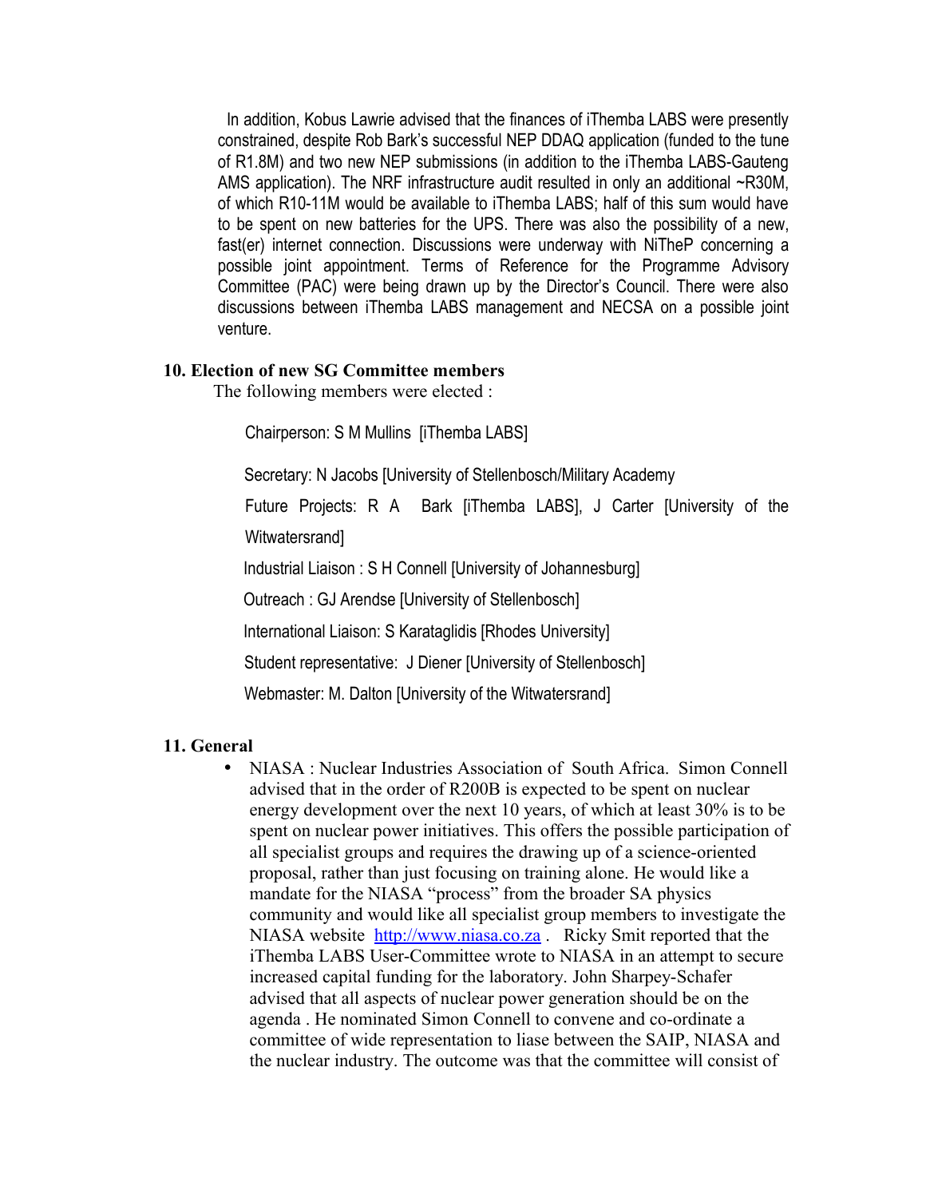In addition, Kobus Lawrie advised that the finances of iThemba LABS were presently constrained, despite Rob Bark's successful NEP DDAQ application (funded to the tune of R1.8M) and two new NEP submissions (in addition to the iThemba LABS-Gauteng AMS application). The NRF infrastructure audit resulted in only an additional ~R30M, of which R10-11M would be available to iThemba LABS; half of this sum would have to be spent on new batteries for the UPS. There was also the possibility of a new, fast(er) internet connection. Discussions were underway with NiTheP concerning a possible joint appointment. Terms of Reference for the Programme Advisory Committee (PAC) were being drawn up by the Director's Council. There were also discussions between iThemba LABS management and NECSA on a possible joint venture.

**10. Election of new SG Committee members**

The following members were elected :

Chairperson: S M Mullins [iThemba LABS]

Secretary: N Jacobs [University of Stellenbosch/Military Academy

Future Projects: R A Bark [iThemba LABS], J Carter [University of the Witwatersrand]

Industrial Liaison : S H Connell [University of Johannesburg]

Outreach : GJ Arendse [University of Stellenbosch]

International Liaison: S Karataglidis [Rhodes University]

Student representative: J Diener [University of Stellenbosch]

Webmaster: M. Dalton [University of the Witwatersrand]

**11. General**

- NIASA : Nuclear Industries Association of South Africa. Simon Connell advised that in the order of R200B is expected to be spent on nuclear energy development over the next 10 years, of which at least 30% is to be spent on nuclear power initiatives. This offers the possible participation of all specialist groups and requires the drawing up of a science-oriented proposal, rather than just focusing on training alone. He would like a mandate for the NIASA "process" from the broader SA physics community and would like all specialist group members to investigate the NIASA website http://www.niasa.co.za . Ricky Smit reported that the iThemba LABS User-Committee wrote to NIASA in an attempt to secure increased capital funding for the laboratory. John Sharpey-Schafer advised that all aspects of nuclear power generation should be on the agenda . He nominated Simon Connell to convene and co-ordinate a committee of wide representation to liase between the SAIP, NIASA and the nuclear industry. The outcome was that the committee will consist of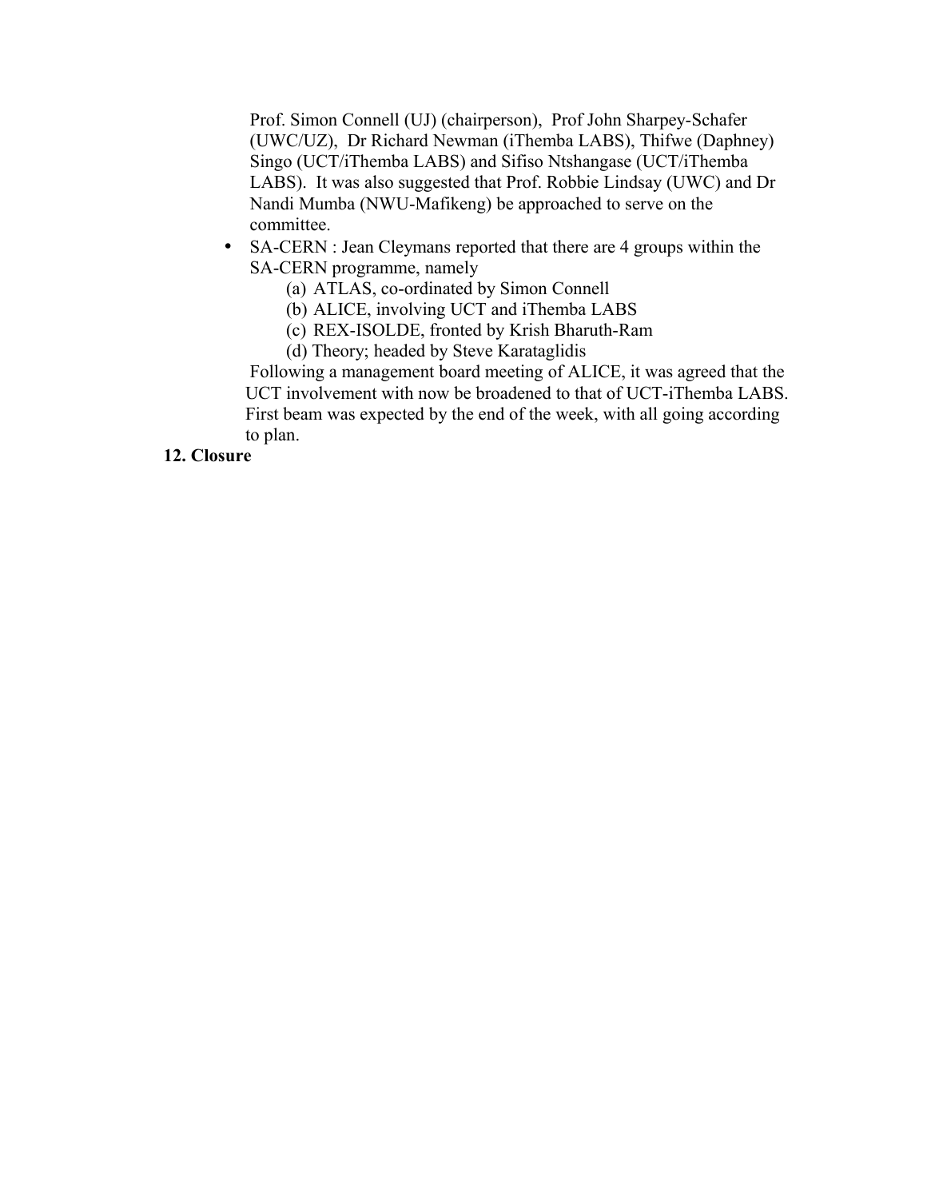Prof. Simon Connell (UJ) (chairperson), Prof John Sharpey-Schafer (UWC/UZ), Dr Richard Newman (iThemba LABS), Thifwe (Daphney) Singo (UCT/iThemba LABS) and Sifiso Ntshangase (UCT/iThemba LABS). It was also suggested that Prof. Robbie Lindsay (UWC) and Dr Nandi Mumba (NWU-Mafikeng) be approached to serve on the committee.

- SA-CERN : Jean Cleymans reported that there are 4 groups within the SA-CERN programme, namely
  - (a) ATLAS, co-ordinated by Simon Connell
  - (b) ALICE, involving UCT and iThemba LABS
  - (c) REX-ISOLDE, fronted by Krish Bharuth-Ram
  - (d) Theory; headed by Steve Karataglidis

  Following a management board meeting of ALICE, it was agreed that the UCT involvement with now be broadened to that of UCT-iThemba LABS. First beam was expected by the end of the week, with all going according to plan.

**12. Closure**